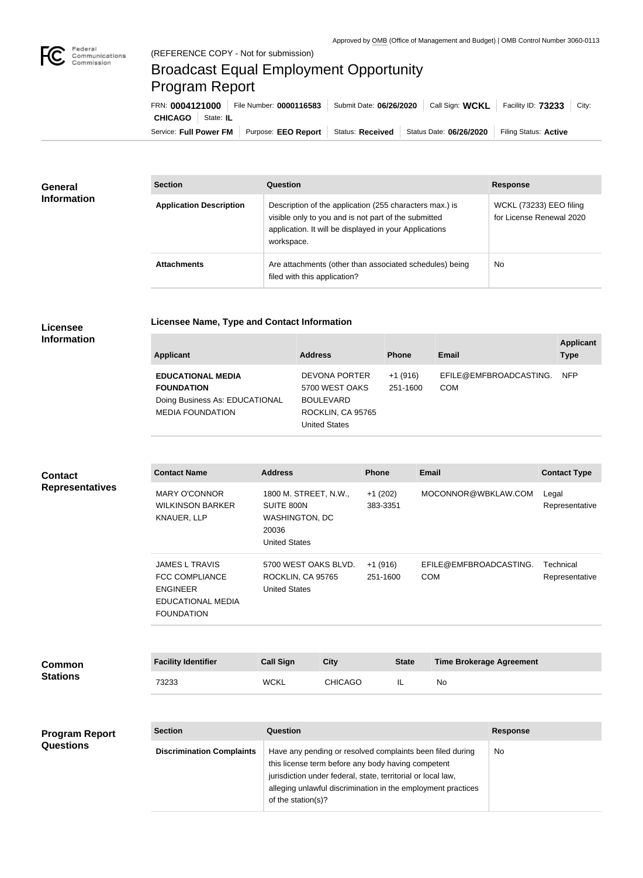Approved by OMB (Office of Management and Budget) | OMB Control Number 3060-0113

(REFERENCE COPY - Not for submission)

# Broadcast Equal Employment Opportunity Program Report

FRN: **0004121000** | File Number: **0000116583** | Submit Date: **06/26/2020** | Call Sign: **WCKL** | Facility ID: **73233** | City: **CHICAGO** | State: **IL**

Service: **Full Power FM** | Purpose: **EEO Report** | Status: **Received** | Status Date: **06/26/2020** | Filing Status: **Active**

## General Information

| Section | Question | Response |
| --- | --- | --- |
| **Application Description** | Description of the application (255 characters max.) is visible only to you and is not part of the submitted application. It will be displayed in your Applications workspace. | WCKL (73233) EEO filing for License Renewal 2020 |
| **Attachments** | Are attachments (other than associated schedules) being filed with this application? | No |

## Licensee Information

### Licensee Name, Type and Contact Information

| Applicant | Address | Phone | Email | Applicant Type |
| --- | --- | --- | --- | --- |
| **EDUCATIONAL MEDIA FOUNDATION** Doing Business As: EDUCATIONAL MEDIA FOUNDATION | DEVONA PORTER 5700 WEST OAKS BOULEVARD ROCKLIN, CA 95765 United States | +1 (916) 251-1600 | EFILE@EMFBROADCASTING.COM | NFP |

## Contact Representatives

| Contact Name | Address | Phone | Email | Contact Type |
| --- | --- | --- | --- | --- |
| MARY O'CONNOR WILKINSON BARKER KNAUER, LLP | 1800 M. STREET, N.W., SUITE 800N WASHINGTON, DC 20036 United States | +1 (202) 383-3351 | MOCONNOR@WBKLAW.COM | Legal Representative |
| JAMES L TRAVIS FCC COMPLIANCE ENGINEER EDUCATIONAL MEDIA FOUNDATION | 5700 WEST OAKS BLVD. ROCKLIN, CA 95765 United States | +1 (916) 251-1600 | EFILE@EMFBROADCASTING.COM | Technical Representative |

## Common Stations

| Facility Identifier | Call Sign | City | State | Time Brokerage Agreement |
| --- | --- | --- | --- | --- |
| 73233 | WCKL | CHICAGO | IL | No |

## Program Report Questions

| Section | Question | Response |
| --- | --- | --- |
| **Discrimination Complaints** | Have any pending or resolved complaints been filed during this license term before any body having competent jurisdiction under federal, state, territorial or local law, alleging unlawful discrimination in the employment practices of the station(s)? | No |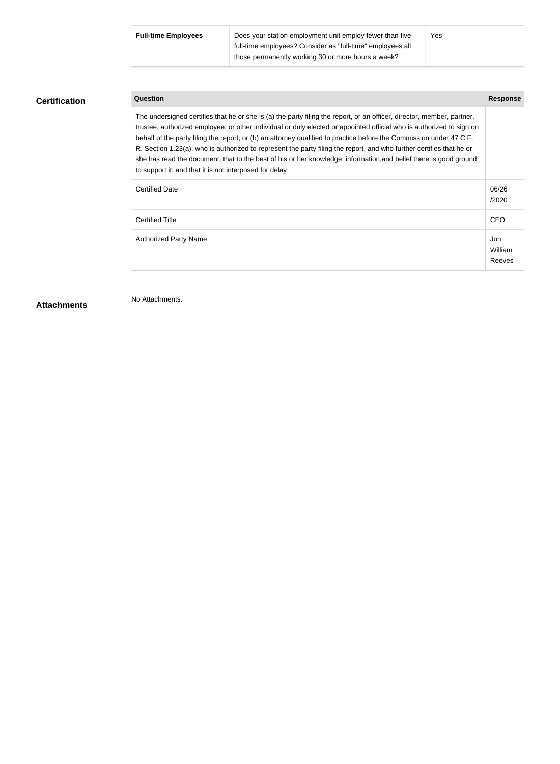| | | |
|---|---|---|
| **Full-time Employees** | Does your station employment unit employ fewer than five full-time employees? Consider as "full-time" employees all those permanently working 30 or more hours a week? | Yes |

## Certification

| Question | Response |
|---|---|
| The undersigned certifies that he or she is (a) the party filing the report, or an officer, director, member, partner, trustee, authorized employee, or other individual or duly elected or appointed official who is authorized to sign on behalf of the party filing the report; or (b) an attorney qualified to practice before the Commission under 47 C.F. R. Section 1.23(a), who is authorized to represent the party filing the report, and who further certifies that he or she has read the document; that to the best of his or her knowledge, information,and belief there is good ground to support it; and that it is not interposed for delay | |
| Certified Date | 06/26/2020 |
| Certified Title | CEO |
| Authorized Party Name | Jon William Reeves |

## Attachments

No Attachments.